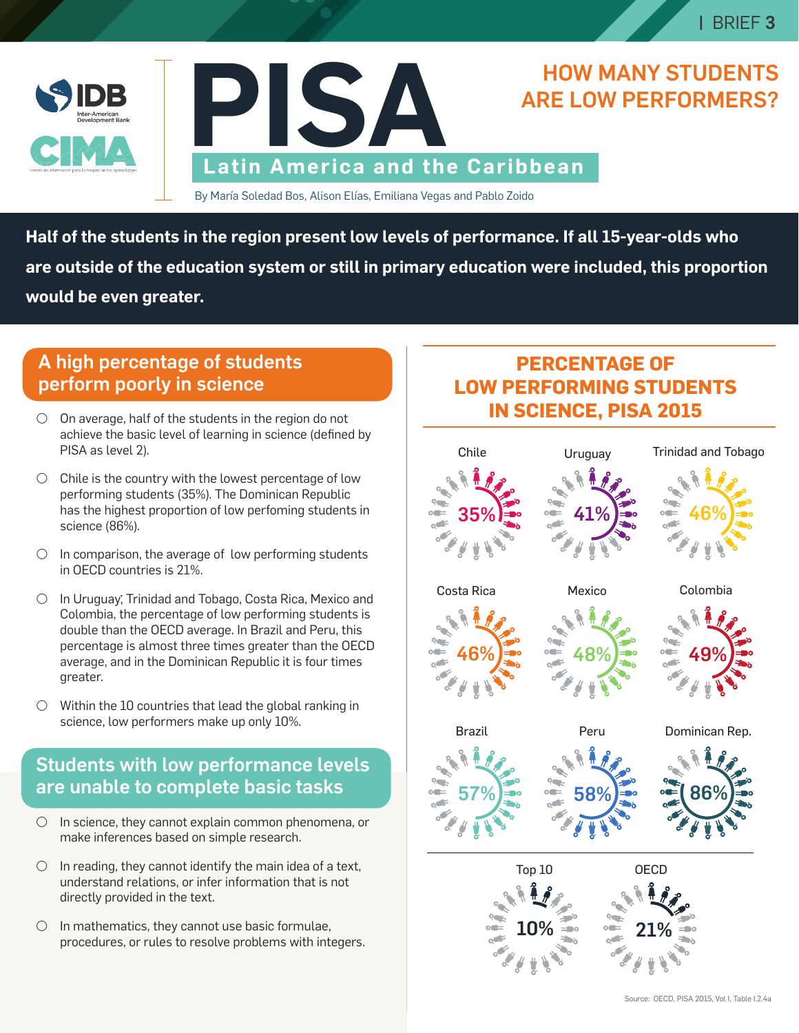BRIEF 3

IDB Inter-American Development Bank

CIMA

# PISA

## Latin America and the Caribbean

By María Soledad Bos, Alison Elías, Emiliana Vegas and Pablo Zoido

# HOW MANY STUDENTS ARE LOW PERFORMERS?

**Half of the students in the region present low levels of performance. If all 15-year-olds who are outside of the education system or still in primary education were included, this proportion would be even greater.**

## A high percentage of students perform poorly in science

- On average, half of the students in the region do not achieve the basic level of learning in science (defined by PISA as level 2).
- Chile is the country with the lowest percentage of low performing students (35%). The Dominican Republic has the highest proportion of low perfoming students in science (86%).
- In comparison, the average of low performing students in OECD countries is 21%.
- In Uruguay, Trinidad and Tobago, Costa Rica, Mexico and Colombia, the percentage of low performing students is double than the OECD average. In Brazil and Peru, this percentage is almost three times greater than the OECD average, and in the Dominican Republic it is four times greater.
- Within the 10 countries that lead the global ranking in science, low performers make up only 10%.

## Students with low performance levels are unable to complete basic tasks

- In science, they cannot explain common phenomena, or make inferences based on simple research.
- In reading, they cannot identify the main idea of a text, understand relations, or infer information that is not directly provided in the text.
- In mathematics, they cannot use basic formulae, procedures, or rules to resolve problems with integers.

## PERCENTAGE OF LOW PERFORMING STUDENTS IN SCIENCE, PISA 2015

| Country | % |
|---|---|
| Chile | 35% |
| Uruguay | 41% |
| Trinidad and Tobago | 46% |
| Costa Rica | 46% |
| Mexico | 48% |
| Colombia | 49% |
| Brazil | 57% |
| Peru | 58% |
| Dominican Rep. | 86% |
| Top 10 | 10% |
| OECD | 21% |

Source: OECD, PISA 2015, Vol I, Table I.2.4a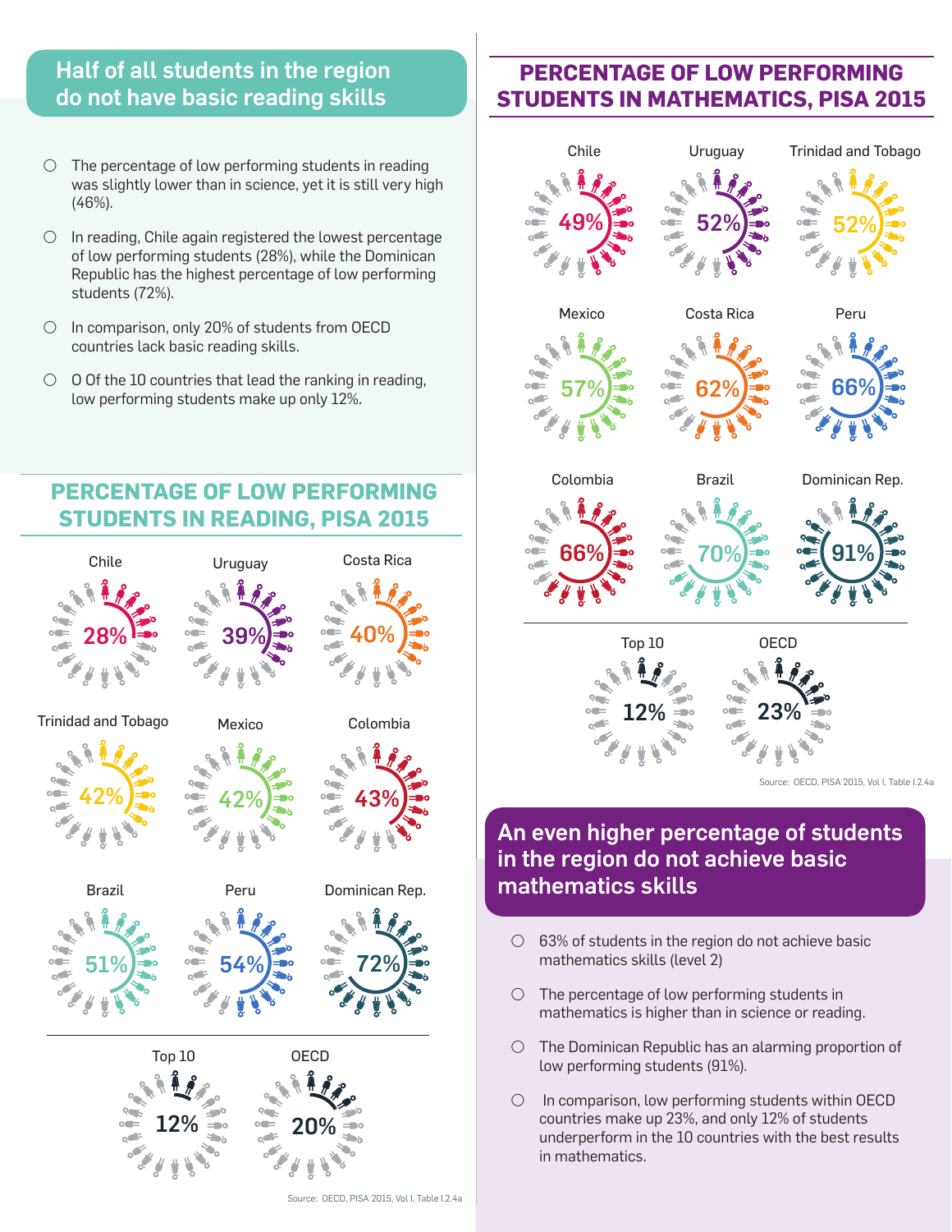## Half of all students in the region do not have basic reading skills

- The percentage of low performing students in reading was slightly lower than in science, yet it is still very high (46%).
- In reading, Chile again registered the lowest percentage of low performing students (28%), while the Dominican Republic has the highest percentage of low performing students (72%).
- In comparison, only 20% of students from OECD countries lack basic reading skills.
- O Of the 10 countries that lead the ranking in reading, low performing students make up only 12%.

## PERCENTAGE OF LOW PERFORMING STUDENTS IN READING, PISA 2015

| Country | Percentage |
|---|---|
| Chile | 28% |
| Uruguay | 39% |
| Costa Rica | 40% |
| Trinidad and Tobago | 42% |
| Mexico | 42% |
| Colombia | 43% |
| Brazil | 51% |
| Peru | 54% |
| Dominican Rep. | 72% |
| Top 10 | 12% |
| OECD | 20% |

Source: OECD, PISA 2015, Vol I, Table I.2.4a

## PERCENTAGE OF LOW PERFORMING STUDENTS IN MATHEMATICS, PISA 2015

| Country | Percentage |
|---|---|
| Chile | 49% |
| Uruguay | 52% |
| Trinidad and Tobago | 52% |
| Mexico | 57% |
| Costa Rica | 62% |
| Peru | 66% |
| Colombia | 66% |
| Brazil | 70% |
| Dominican Rep. | 91% |
| Top 10 | 12% |
| OECD | 23% |

Source: OECD, PISA 2015, Vol I, Table I.2.4a

## An even higher percentage of students in the region do not achieve basic mathematics skills

- 63% of students in the region do not achieve basic mathematics skills (level 2)
- The percentage of low performing students in mathematics is higher than in science or reading.
- The Dominican Republic has an alarming proportion of low performing students (91%).
- In comparison, low performing students within OECD countries make up 23%, and only 12% of students underperform in the 10 countries with the best results in mathematics.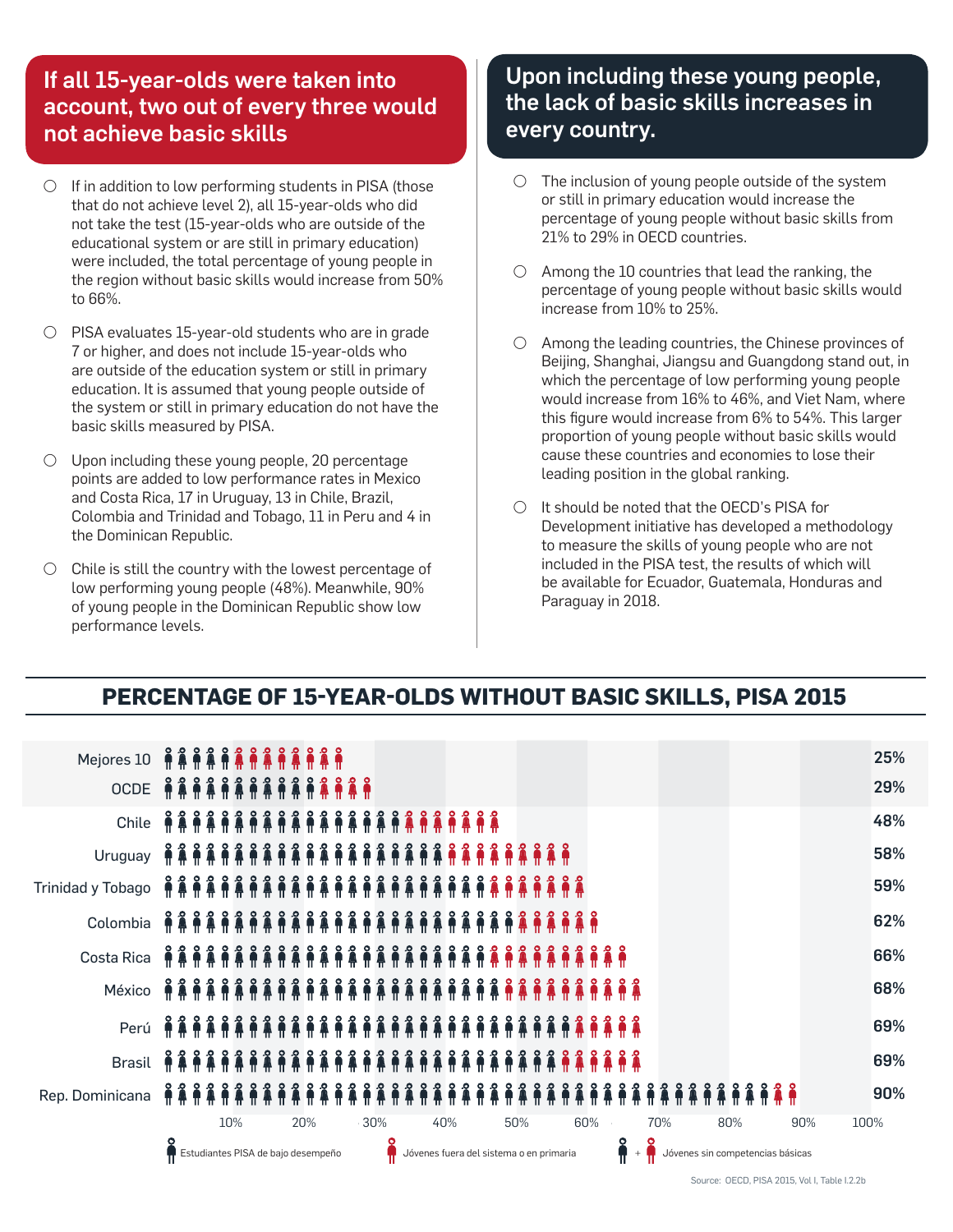## If all 15-year-olds were taken into account, two out of every three would not achieve basic skills

- If in addition to low performing students in PISA (those that do not achieve level 2), all 15-year-olds who did not take the test (15-year-olds who are outside of the educational system or are still in primary education) were included, the total percentage of young people in the region without basic skills would increase from 50% to 66%.
- PISA evaluates 15-year-old students who are in grade 7 or higher, and does not include 15-year-olds who are outside of the education system or still in primary education. It is assumed that young people outside of the system or still in primary education do not have the basic skills measured by PISA.
- Upon including these young people, 20 percentage points are added to low performance rates in Mexico and Costa Rica, 17 in Uruguay, 13 in Chile, Brazil, Colombia and Trinidad and Tobago, 11 in Peru and 4 in the Dominican Republic.
- Chile is still the country with the lowest percentage of low performing young people (48%). Meanwhile, 90% of young people in the Dominican Republic show low performance levels.

## Upon including these young people, the lack of basic skills increases in every country.

- The inclusion of young people outside of the system or still in primary education would increase the percentage of young people without basic skills from 21% to 29% in OECD countries.
- Among the 10 countries that lead the ranking, the percentage of young people without basic skills would increase from 10% to 25%.
- Among the leading countries, the Chinese provinces of Beijing, Shanghai, Jiangsu and Guangdong stand out, in which the percentage of low performing young people would increase from 16% to 46%, and Viet Nam, where this figure would increase from 6% to 54%. This larger proportion of young people without basic skills would cause these countries and economies to lose their leading position in the global ranking.
- It should be noted that the OECD's PISA for Development initiative has developed a methodology to measure the skills of young people who are not included in the PISA test, the results of which will be available for Ecuador, Guatemala, Honduras and Paraguay in 2018.

## PERCENTAGE OF 15-YEAR-OLDS WITHOUT BASIC SKILLS, PISA 2015

| Country | Jóvenes sin competencias básicas |
|---|---|
| Mejores 10 | 25% |
| OCDE | 29% |
| Chile | 48% |
| Uruguay | 58% |
| Trinidad y Tobago | 59% |
| Colombia | 62% |
| Costa Rica | 66% |
| México | 68% |
| Perú | 69% |
| Brasil | 69% |
| Rep. Dominicana | 90% |

Estudiantes PISA de bajo desempeño · Jóvenes fuera del sistema o en primaria · + Jóvenes sin competencias básicas

Source: OECD, PISA 2015, Vol I, Table I.2.2b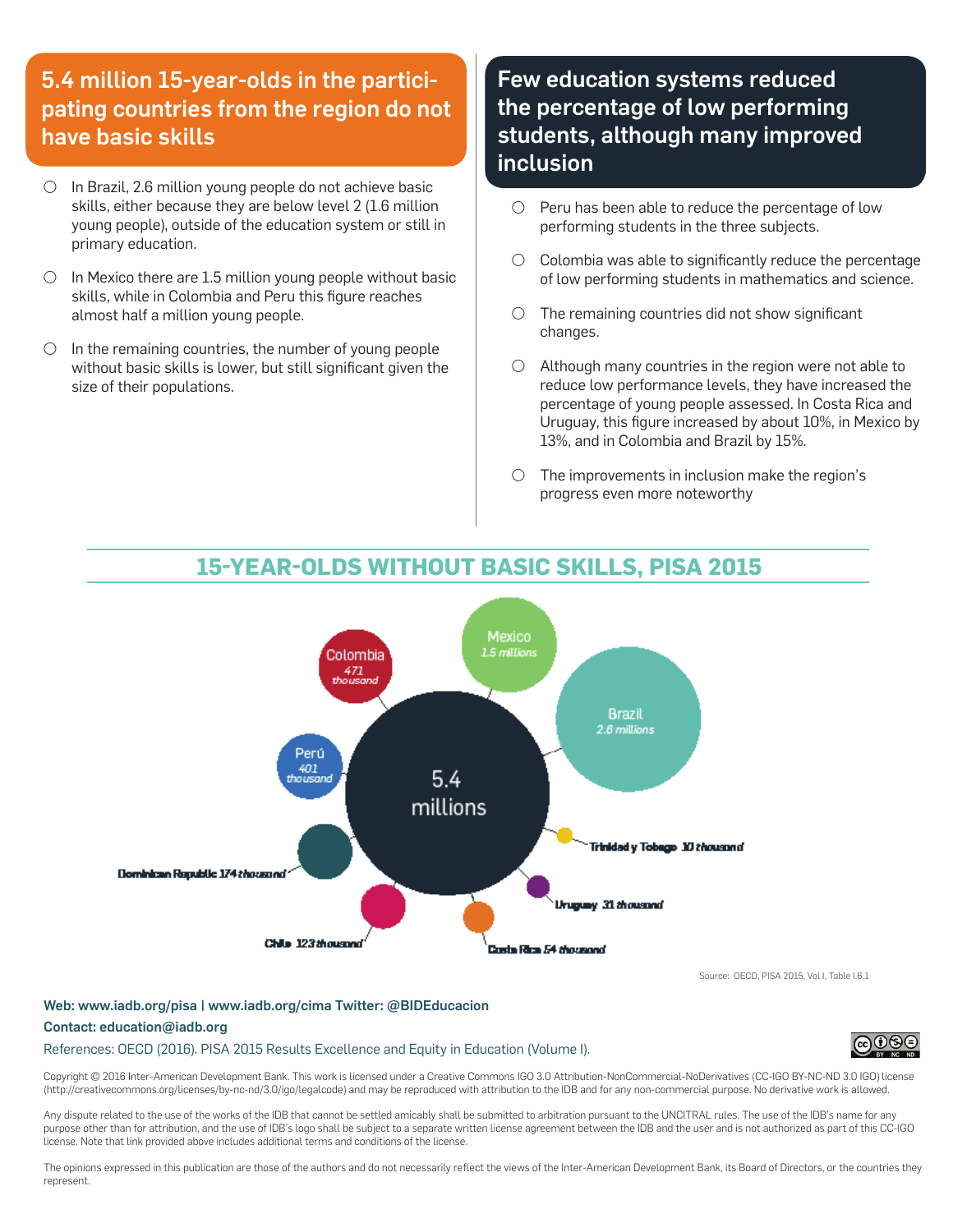## 5.4 million 15-year-olds in the participating countries from the region do not have basic skills

- In Brazil, 2.6 million young people do not achieve basic skills, either because they are below level 2 (1.6 million young people), outside of the education system or still in primary education.
- In Mexico there are 1.5 million young people without basic skills, while in Colombia and Peru this figure reaches almost half a million young people.
- In the remaining countries, the number of young people without basic skills is lower, but still significant given the size of their populations.

## Few education systems reduced the percentage of low performing students, although many improved inclusion

- Peru has been able to reduce the percentage of low performing students in the three subjects.
- Colombia was able to significantly reduce the percentage of low performing students in mathematics and science.
- The remaining countries did not show significant changes.
- Although many countries in the region were not able to reduce low performance levels, they have increased the percentage of young people assessed. In Costa Rica and Uruguay, this figure increased by about 10%, in Mexico by 13%, and in Colombia and Brazil by 15%.
- The improvements in inclusion make the region's progress even more noteworthy

## 15-YEAR-OLDS WITHOUT BASIC SKILLS, PISA 2015

5.4 millions

Mexico *1.5 millions*

Brazil *2.6 millions*

Colombia *471 thousand*

Perú *401 thousand*

Dominican Republic 174 *thousand*

Chile 123 *thousand*

Costa Rica 54 *thousand*

Uruguay 31 *thousand*

Trinidad y Tobago 10 *thousand*

Source: OECD, PISA 2015, Vol I, Table I.6.1

**Web: www.iadb.org/pisa | www.iadb.org/cima Twitter: @BIDEducacion**

**Contact: education@iadb.org**

References: OECD (2016). PISA 2015 Results Excellence and Equity in Education (Volume I).

Copyright © 2016 Inter-American Development Bank. This work is licensed under a Creative Commons IGO 3.0 Attribution-NonCommercial-NoDerivatives (CC-IGO BY-NC-ND 3.0 IGO) license (http://creativecommons.org/licenses/by-nc-nd/3.0/igo/legalcode) and may be reproduced with attribution to the IDB and for any non-commercial purpose. No derivative work is allowed.

Any dispute related to the use of the works of the IDB that cannot be settled amicably shall be submitted to arbitration pursuant to the UNCITRAL rules. The use of the IDB's name for any purpose other than for attribution, and the use of IDB's logo shall be subject to a separate written license agreement between the IDB and the user and is not authorized as part of this CC-IGO license. Note that link provided above includes additional terms and conditions of the license.

The opinions expressed in this publication are those of the authors and do not necessarily reflect the views of the Inter-American Development Bank, its Board of Directors, or the countries they represent.